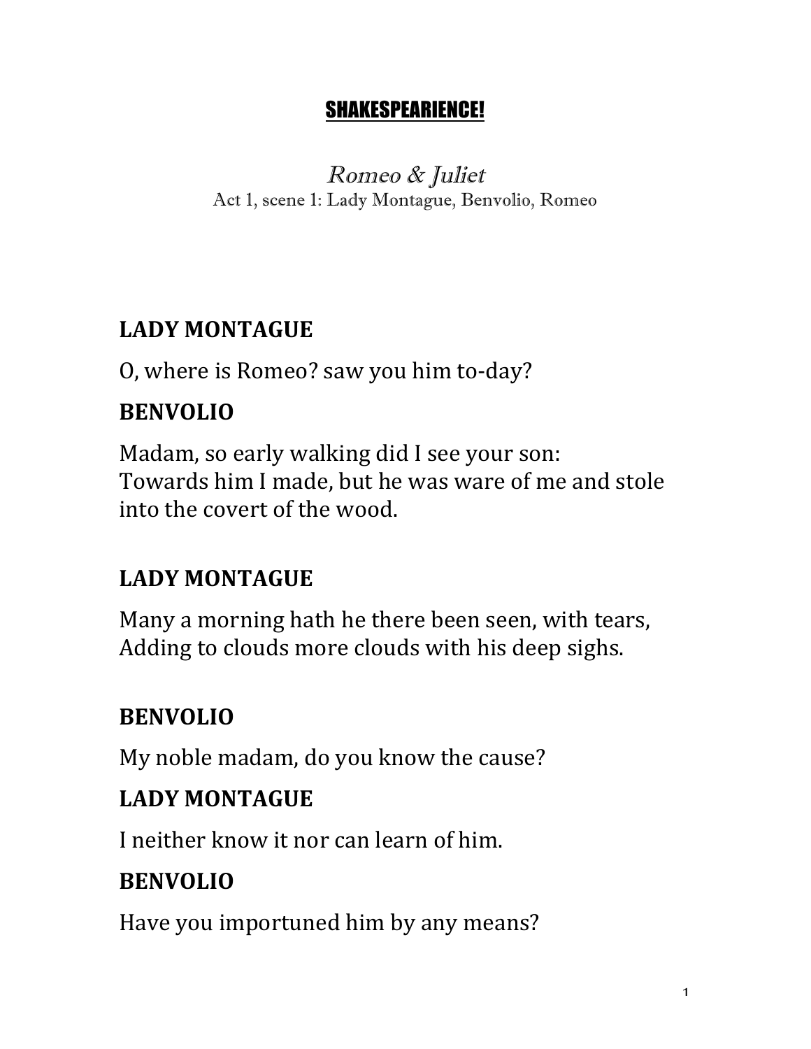# SHAKESPEARIENCE!

## *Romeo & Juliet*

Act 1, scene 1: Lady Montague, Benvolio, Romeo

**LADY MONTAGUE**

O, where is Romeo? saw you him to-day?

**BENVOLIO**

Madam, so early walking did I see your son:
Towards him I made, but he was ware of me and stole
into the covert of the wood.

**LADY MONTAGUE**

Many a morning hath he there been seen, with tears,
Adding to clouds more clouds with his deep sighs.

**BENVOLIO**

My noble madam, do you know the cause?

**LADY MONTAGUE**

I neither know it nor can learn of him.

**BENVOLIO**

Have you importuned him by any means?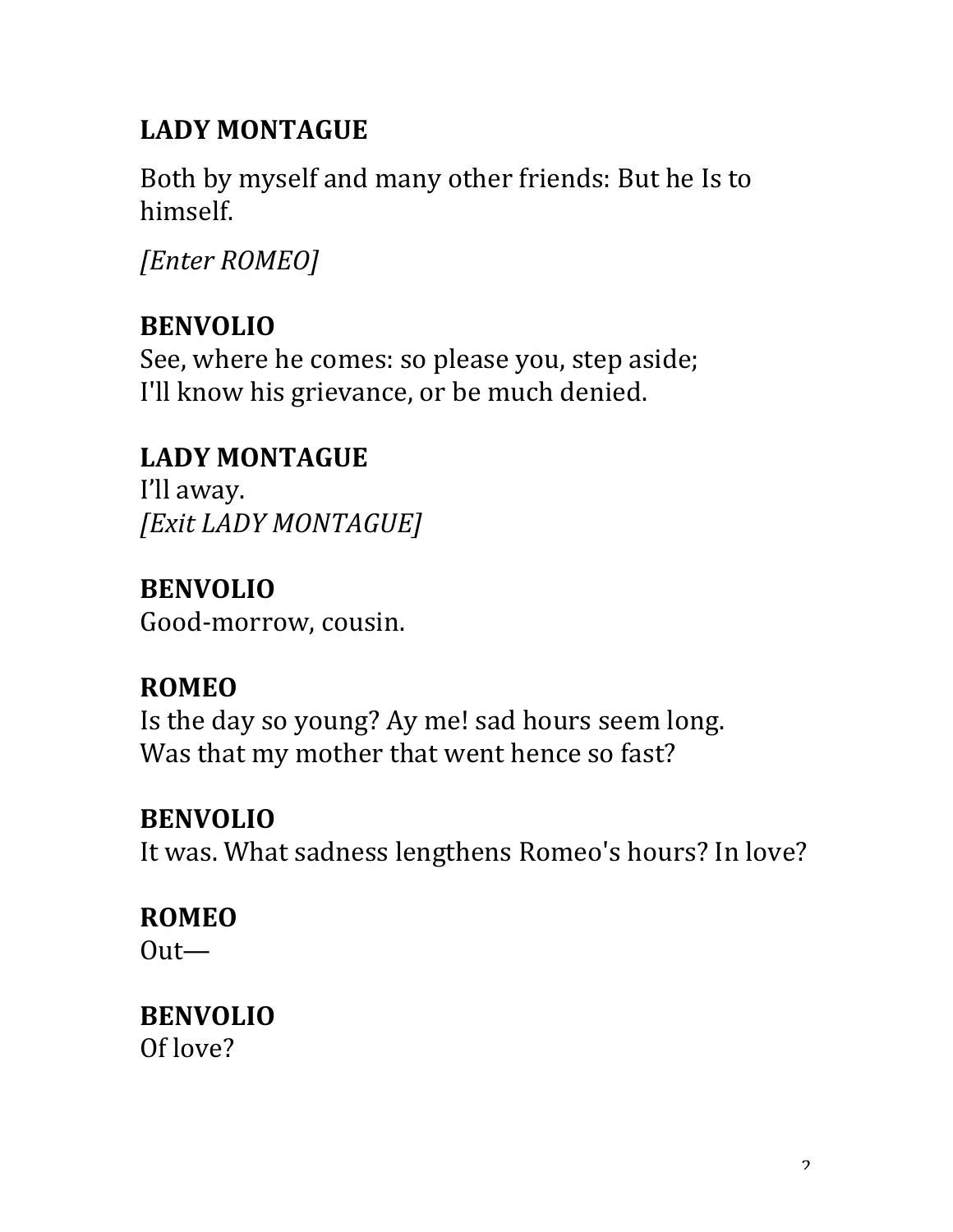**LADY MONTAGUE**

Both by myself and many other friends: But he Is to himself.

*[Enter ROMEO]*

**BENVOLIO**
See, where he comes: so please you, step aside;
I'll know his grievance, or be much denied.

**LADY MONTAGUE**
I'll away.
*[Exit LADY MONTAGUE]*

**BENVOLIO**
Good-morrow, cousin.

**ROMEO**
Is the day so young? Ay me! sad hours seem long.
Was that my mother that went hence so fast?

**BENVOLIO**
It was. What sadness lengthens Romeo's hours? In love?

**ROMEO**
Out—

**BENVOLIO**
Of love?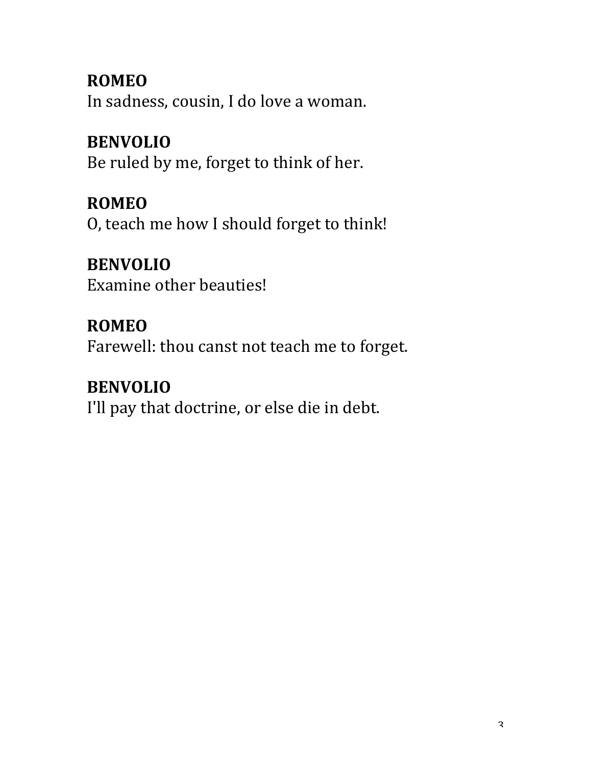**ROMEO**
In sadness, cousin, I do love a woman.

**BENVOLIO**
Be ruled by me, forget to think of her.

**ROMEO**
O, teach me how I should forget to think!

**BENVOLIO**
Examine other beauties!

**ROMEO**
Farewell: thou canst not teach me to forget.

**BENVOLIO**
I'll pay that doctrine, or else die in debt.